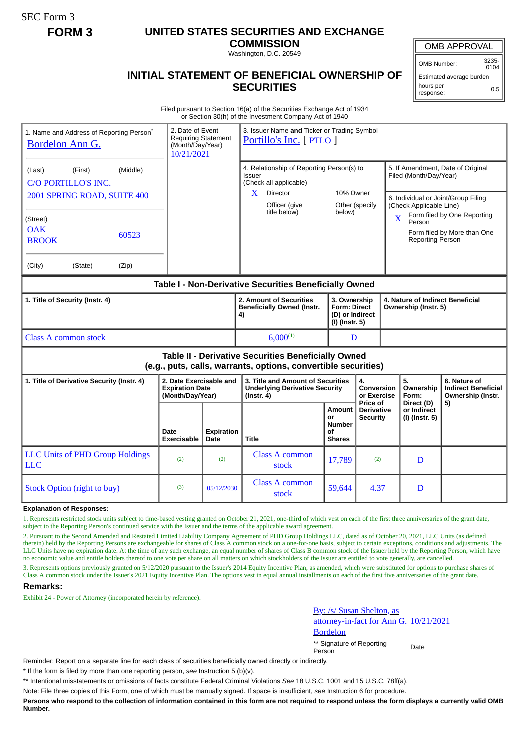SEC Form 3

**FORM 3**

# UNITED STATES SECURITIES AND EXCHANGE COMMISSION

Washington, D.C. 20549

## INITIAL STATEMENT OF BENEFICIAL OWNERSHIP OF SECURITIES

| OMB APPROVAL | |
|---|---|
| OMB Number: | 3235-0104 |
| Estimated average burden | |
| hours per response: | 0.5 |

Filed pursuant to Section 16(a) of the Securities Exchange Act of 1934 or Section 30(h) of the Investment Company Act of 1940

| 1. Name and Address of Reporting Person* | 2. Date of Event Requiring Statement (Month/Day/Year) | 3. Issuer Name **and** Ticker or Trading Symbol |
|---|---|---|
| Bordelon Ann G. | 10/21/2021 | Portillo's Inc. [ PTLO ] |
| (Last) (First) (Middle) C/O PORTILLO'S INC. 2001 SPRING ROAD, SUITE 400 | | 4. Relationship of Reporting Person(s) to Issuer (Check all applicable) X Director; 10% Owner; Officer (give title below); Other (specify below) |
| (Street) OAK BROOK 60523 | | 5. If Amendment, Date of Original Filed (Month/Day/Year) |
| (City) (State) (Zip) | | 6. Individual or Joint/Group Filing (Check Applicable Line) X Form filed by One Reporting Person; Form filed by More than One Reporting Person |

**Table I - Non-Derivative Securities Beneficially Owned**

| 1. Title of Security (Instr. 4) | 2. Amount of Securities Beneficially Owned (Instr. 4) | 3. Ownership Form: Direct (D) or Indirect (I) (Instr. 5) | 4. Nature of Indirect Beneficial Ownership (Instr. 5) |
|---|---|---|---|
| Class A common stock | 6,000[(1)] | D | |

**Table II - Derivative Securities Beneficially Owned (e.g., puts, calls, warrants, options, convertible securities)**

| 1. Title of Derivative Security (Instr. 4) | 2. Date Exercisable and Expiration Date (Month/Day/Year) | | 3. Title and Amount of Securities Underlying Derivative Security (Instr. 4) | | 4. Conversion or Exercise Price of Derivative Security | 5. Ownership Form: Direct (D) or Indirect (I) (Instr. 5) | 6. Nature of Indirect Beneficial Ownership (Instr. 5) |
|---|---|---|---|---|---|---|---|
| | Date Exercisable | Expiration Date | Title | Amount or Number of Shares | | | |
| LLC Units of PHD Group Holdings LLC | [(2)] | [(2)] | Class A common stock | 17,789 | [(2)] | D | |
| Stock Option (right to buy) | [(3)] | 05/12/2030 | Class A common stock | 59,644 | 4.37 | D | |

**Explanation of Responses:**

1. Represents restricted stock units subject to time-based vesting granted on October 21, 2021, one-third of which vest on each of the first three anniversaries of the grant date, subject to the Reporting Person's continued service with the Issuer and the terms of the applicable award agreement.

2. Pursuant to the Second Amended and Restated Limited Liability Company Agreement of PHD Group Holdings LLC, dated as of October 20, 2021, LLC Units (as defined therein) held by the Reporting Persons are exchangeable for shares of Class A common stock on a one-for-one basis, subject to certain exceptions, conditions and adjustments. The LLC Units have no expiration date. At the time of any such exchange, an equal number of shares of Class B common stock of the Issuer held by the Reporting Person, which have no economic value and entitle holders thereof to one vote per share on all matters on which stockholders of the Issuer are entitled to vote generally, are cancelled.

3. Represents options previously granted on 5/12/2020 pursuant to the Issuer's 2014 Equity Incentive Plan, as amended, which were substituted for options to purchase shares of Class A common stock under the Issuer's 2021 Equity Incentive Plan. The options vest in equal annual installments on each of the first five anniversaries of the grant date.

**Remarks:**

Exhibit 24 - Power of Attorney (incorporated herein by reference).

| By: /s/ Susan Shelton, as attorney-in-fact for Ann G. Bordelon | 10/21/2021 |
|---|---|
| ** Signature of Reporting Person | Date |

Reminder: Report on a separate line for each class of securities beneficially owned directly or indirectly.

* If the form is filed by more than one reporting person, *see* Instruction 5 (b)(v).

** Intentional misstatements or omissions of facts constitute Federal Criminal Violations *See* 18 U.S.C. 1001 and 15 U.S.C. 78ff(a).

Note: File three copies of this Form, one of which must be manually signed. If space is insufficient, *see* Instruction 6 for procedure.

**Persons who respond to the collection of information contained in this form are not required to respond unless the form displays a currently valid OMB Number.**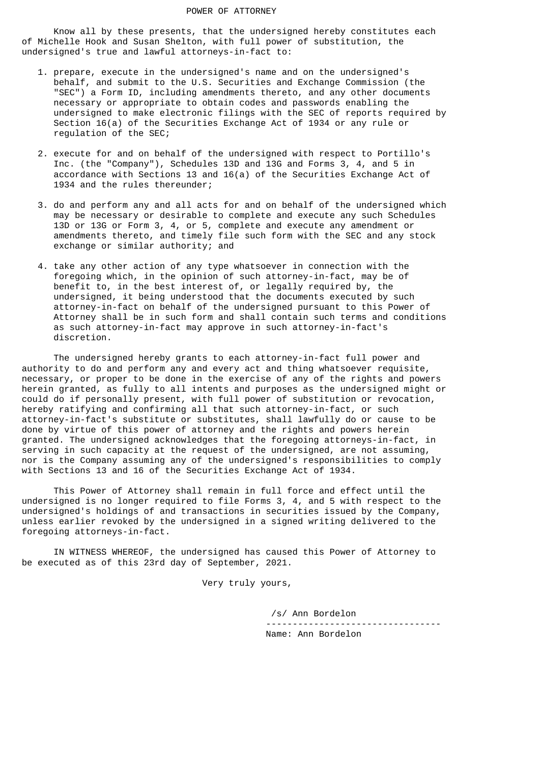# POWER OF ATTORNEY

Know all by these presents, that the undersigned hereby constitutes each of Michelle Hook and Susan Shelton, with full power of substitution, the undersigned's true and lawful attorneys-in-fact to:

1. prepare, execute in the undersigned's name and on the undersigned's behalf, and submit to the U.S. Securities and Exchange Commission (the "SEC") a Form ID, including amendments thereto, and any other documents necessary or appropriate to obtain codes and passwords enabling the undersigned to make electronic filings with the SEC of reports required by Section 16(a) of the Securities Exchange Act of 1934 or any rule or regulation of the SEC;

2. execute for and on behalf of the undersigned with respect to Portillo's Inc. (the "Company"), Schedules 13D and 13G and Forms 3, 4, and 5 in accordance with Sections 13 and 16(a) of the Securities Exchange Act of 1934 and the rules thereunder;

3. do and perform any and all acts for and on behalf of the undersigned which may be necessary or desirable to complete and execute any such Schedules 13D or 13G or Form 3, 4, or 5, complete and execute any amendment or amendments thereto, and timely file such form with the SEC and any stock exchange or similar authority; and

4. take any other action of any type whatsoever in connection with the foregoing which, in the opinion of such attorney-in-fact, may be of benefit to, in the best interest of, or legally required by, the undersigned, it being understood that the documents executed by such attorney-in-fact on behalf of the undersigned pursuant to this Power of Attorney shall be in such form and shall contain such terms and conditions as such attorney-in-fact may approve in such attorney-in-fact's discretion.

The undersigned hereby grants to each attorney-in-fact full power and authority to do and perform any and every act and thing whatsoever requisite, necessary, or proper to be done in the exercise of any of the rights and powers herein granted, as fully to all intents and purposes as the undersigned might or could do if personally present, with full power of substitution or revocation, hereby ratifying and confirming all that such attorney-in-fact, or such attorney-in-fact's substitute or substitutes, shall lawfully do or cause to be done by virtue of this power of attorney and the rights and powers herein granted. The undersigned acknowledges that the foregoing attorneys-in-fact, in serving in such capacity at the request of the undersigned, are not assuming, nor is the Company assuming any of the undersigned's responsibilities to comply with Sections 13 and 16 of the Securities Exchange Act of 1934.

This Power of Attorney shall remain in full force and effect until the undersigned is no longer required to file Forms 3, 4, and 5 with respect to the undersigned's holdings of and transactions in securities issued by the Company, unless earlier revoked by the undersigned in a signed writing delivered to the foregoing attorneys-in-fact.

IN WITNESS WHEREOF, the undersigned has caused this Power of Attorney to be executed as of this 23rd day of September, 2021.

Very truly yours,

/s/ Ann Bordelon

---------------------------------

Name: Ann Bordelon